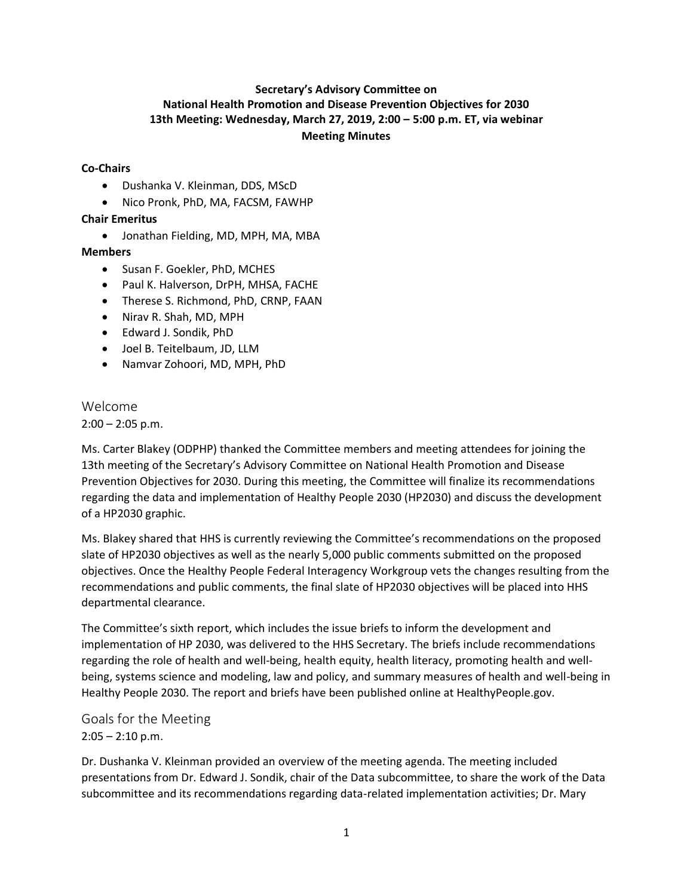**Secretary's Advisory Committee on**
**National Health Promotion and Disease Prevention Objectives for 2030**
**13th Meeting: Wednesday, March 27, 2019, 2:00 – 5:00 p.m. ET, via webinar**
**Meeting Minutes**

**Co-Chairs**

- Dushanka V. Kleinman, DDS, MScD
- Nico Pronk, PhD, MA, FACSM, FAWHP

**Chair Emeritus**

- Jonathan Fielding, MD, MPH, MA, MBA

**Members**

- Susan F. Goekler, PhD, MCHES
- Paul K. Halverson, DrPH, MHSA, FACHE
- Therese S. Richmond, PhD, CRNP, FAAN
- Nirav R. Shah, MD, MPH
- Edward J. Sondik, PhD
- Joel B. Teitelbaum, JD, LLM
- Namvar Zohoori, MD, MPH, PhD

## Welcome

2:00 – 2:05 p.m.

Ms. Carter Blakey (ODPHP) thanked the Committee members and meeting attendees for joining the 13th meeting of the Secretary's Advisory Committee on National Health Promotion and Disease Prevention Objectives for 2030. During this meeting, the Committee will finalize its recommendations regarding the data and implementation of Healthy People 2030 (HP2030) and discuss the development of a HP2030 graphic.

Ms. Blakey shared that HHS is currently reviewing the Committee's recommendations on the proposed slate of HP2030 objectives as well as the nearly 5,000 public comments submitted on the proposed objectives. Once the Healthy People Federal Interagency Workgroup vets the changes resulting from the recommendations and public comments, the final slate of HP2030 objectives will be placed into HHS departmental clearance.

The Committee's sixth report, which includes the issue briefs to inform the development and implementation of HP 2030, was delivered to the HHS Secretary. The briefs include recommendations regarding the role of health and well-being, health equity, health literacy, promoting health and well-being, systems science and modeling, law and policy, and summary measures of health and well-being in Healthy People 2030. The report and briefs have been published online at HealthyPeople.gov.

## Goals for the Meeting

2:05 – 2:10 p.m.

Dr. Dushanka V. Kleinman provided an overview of the meeting agenda. The meeting included presentations from Dr. Edward J. Sondik, chair of the Data subcommittee, to share the work of the Data subcommittee and its recommendations regarding data-related implementation activities; Dr. Mary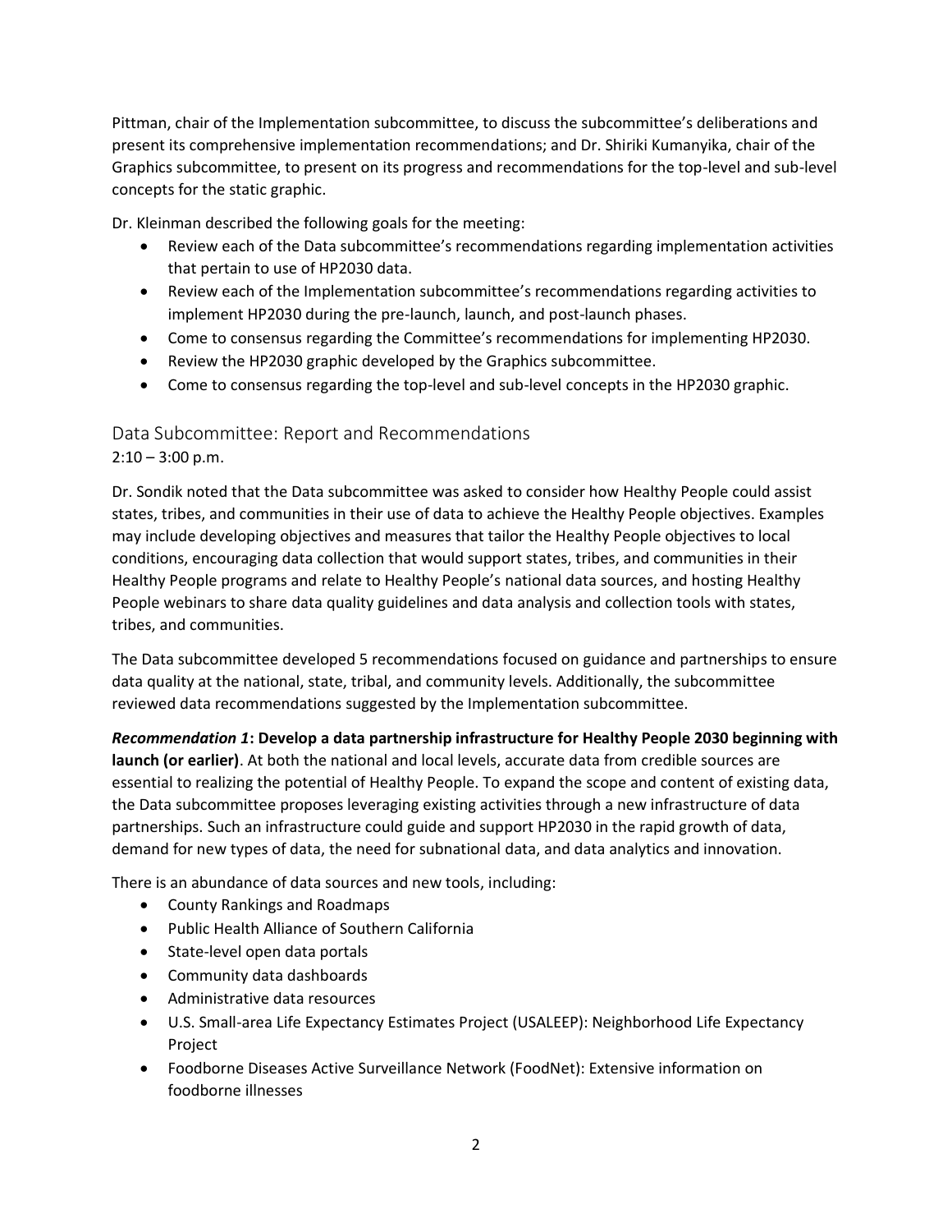Pittman, chair of the Implementation subcommittee, to discuss the subcommittee's deliberations and present its comprehensive implementation recommendations; and Dr. Shiriki Kumanyika, chair of the Graphics subcommittee, to present on its progress and recommendations for the top-level and sub-level concepts for the static graphic.

Dr. Kleinman described the following goals for the meeting:

- Review each of the Data subcommittee's recommendations regarding implementation activities that pertain to use of HP2030 data.
- Review each of the Implementation subcommittee's recommendations regarding activities to implement HP2030 during the pre-launch, launch, and post-launch phases.
- Come to consensus regarding the Committee's recommendations for implementing HP2030.
- Review the HP2030 graphic developed by the Graphics subcommittee.
- Come to consensus regarding the top-level and sub-level concepts in the HP2030 graphic.

## Data Subcommittee: Report and Recommendations

2:10 – 3:00 p.m.

Dr. Sondik noted that the Data subcommittee was asked to consider how Healthy People could assist states, tribes, and communities in their use of data to achieve the Healthy People objectives. Examples may include developing objectives and measures that tailor the Healthy People objectives to local conditions, encouraging data collection that would support states, tribes, and communities in their Healthy People programs and relate to Healthy People's national data sources, and hosting Healthy People webinars to share data quality guidelines and data analysis and collection tools with states, tribes, and communities.

The Data subcommittee developed 5 recommendations focused on guidance and partnerships to ensure data quality at the national, state, tribal, and community levels. Additionally, the subcommittee reviewed data recommendations suggested by the Implementation subcommittee.

***Recommendation 1*: Develop a data partnership infrastructure for Healthy People 2030 beginning with launch (or earlier)**. At both the national and local levels, accurate data from credible sources are essential to realizing the potential of Healthy People. To expand the scope and content of existing data, the Data subcommittee proposes leveraging existing activities through a new infrastructure of data partnerships. Such an infrastructure could guide and support HP2030 in the rapid growth of data, demand for new types of data, the need for subnational data, and data analytics and innovation.

There is an abundance of data sources and new tools, including:

- County Rankings and Roadmaps
- Public Health Alliance of Southern California
- State-level open data portals
- Community data dashboards
- Administrative data resources
- U.S. Small-area Life Expectancy Estimates Project (USALEEP): Neighborhood Life Expectancy Project
- Foodborne Diseases Active Surveillance Network (FoodNet): Extensive information on foodborne illnesses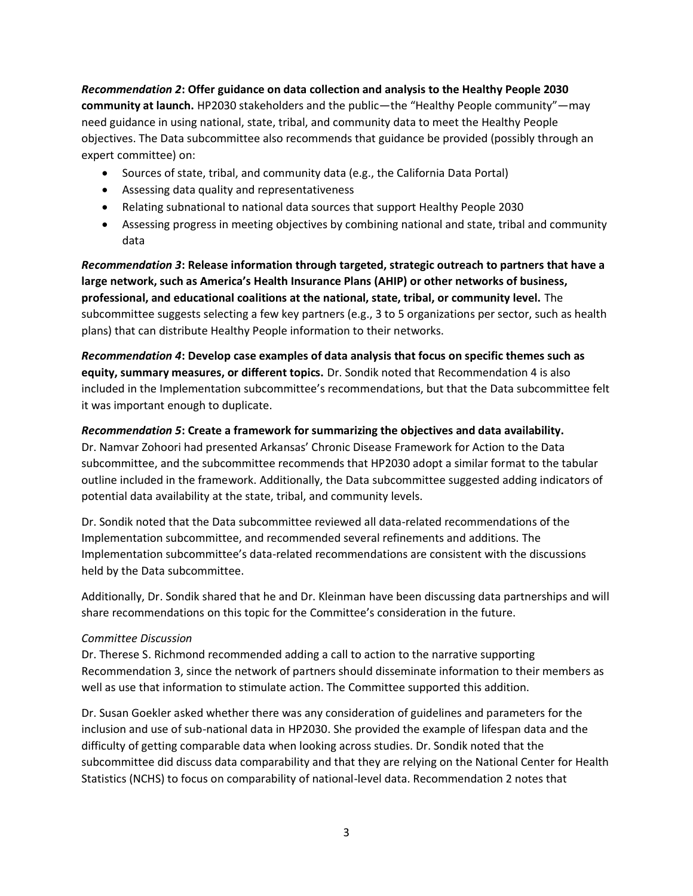***Recommendation 2*: Offer guidance on data collection and analysis to the Healthy People 2030 community at launch.** HP2030 stakeholders and the public—the "Healthy People community"—may need guidance in using national, state, tribal, and community data to meet the Healthy People objectives. The Data subcommittee also recommends that guidance be provided (possibly through an expert committee) on:

- Sources of state, tribal, and community data (e.g., the California Data Portal)
- Assessing data quality and representativeness
- Relating subnational to national data sources that support Healthy People 2030
- Assessing progress in meeting objectives by combining national and state, tribal and community data

***Recommendation 3*: Release information through targeted, strategic outreach to partners that have a large network, such as America's Health Insurance Plans (AHIP) or other networks of business, professional, and educational coalitions at the national, state, tribal, or community level.** The subcommittee suggests selecting a few key partners (e.g., 3 to 5 organizations per sector, such as health plans) that can distribute Healthy People information to their networks.

***Recommendation 4*: Develop case examples of data analysis that focus on specific themes such as equity, summary measures, or different topics.** Dr. Sondik noted that Recommendation 4 is also included in the Implementation subcommittee's recommendations, but that the Data subcommittee felt it was important enough to duplicate.

***Recommendation 5*: Create a framework for summarizing the objectives and data availability.** Dr. Namvar Zohoori had presented Arkansas' Chronic Disease Framework for Action to the Data subcommittee, and the subcommittee recommends that HP2030 adopt a similar format to the tabular outline included in the framework. Additionally, the Data subcommittee suggested adding indicators of potential data availability at the state, tribal, and community levels.

Dr. Sondik noted that the Data subcommittee reviewed all data-related recommendations of the Implementation subcommittee, and recommended several refinements and additions. The Implementation subcommittee's data-related recommendations are consistent with the discussions held by the Data subcommittee.

Additionally, Dr. Sondik shared that he and Dr. Kleinman have been discussing data partnerships and will share recommendations on this topic for the Committee's consideration in the future.

*Committee Discussion*

Dr. Therese S. Richmond recommended adding a call to action to the narrative supporting Recommendation 3, since the network of partners should disseminate information to their members as well as use that information to stimulate action. The Committee supported this addition.

Dr. Susan Goekler asked whether there was any consideration of guidelines and parameters for the inclusion and use of sub-national data in HP2030. She provided the example of lifespan data and the difficulty of getting comparable data when looking across studies. Dr. Sondik noted that the subcommittee did discuss data comparability and that they are relying on the National Center for Health Statistics (NCHS) to focus on comparability of national-level data. Recommendation 2 notes that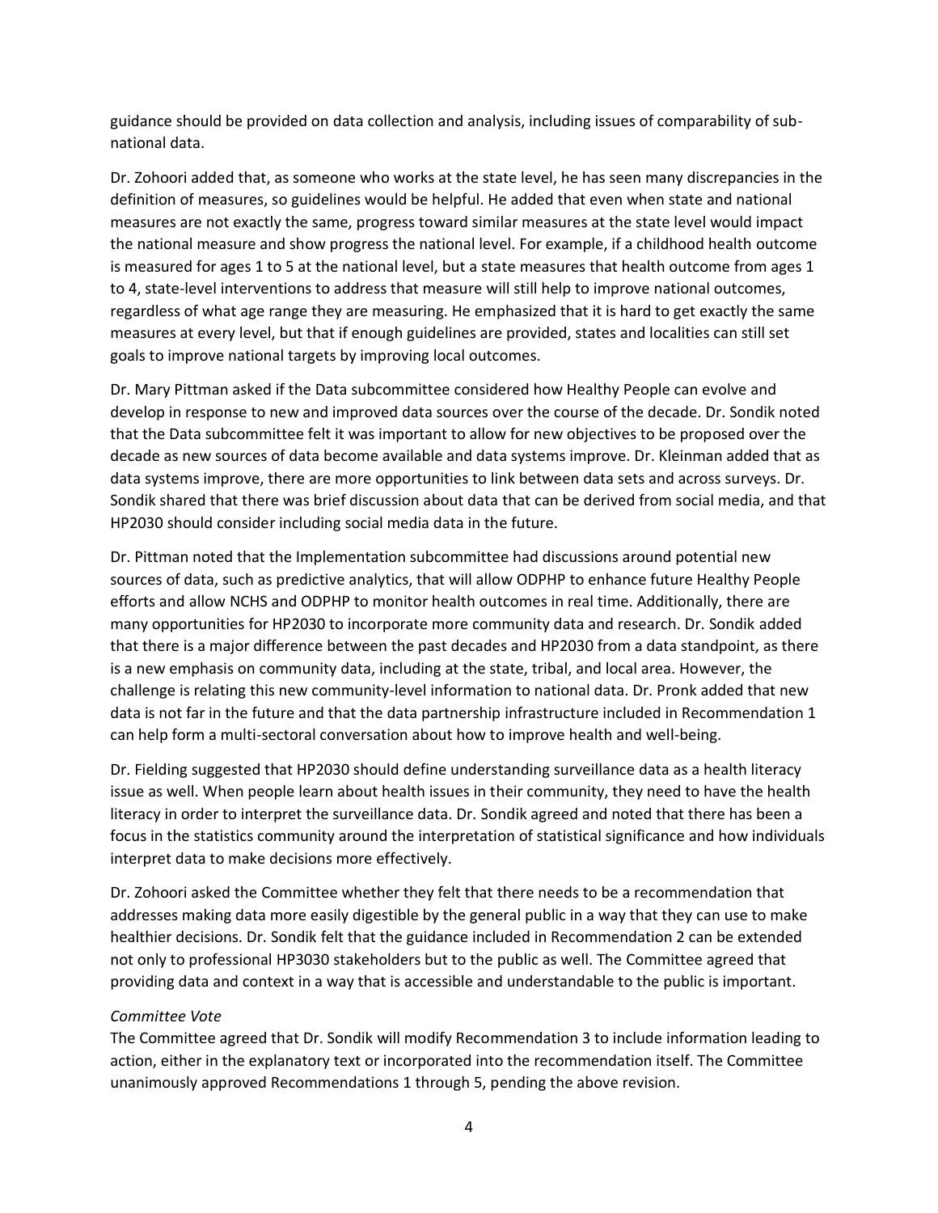guidance should be provided on data collection and analysis, including issues of comparability of sub-national data.

Dr. Zohoori added that, as someone who works at the state level, he has seen many discrepancies in the definition of measures, so guidelines would be helpful. He added that even when state and national measures are not exactly the same, progress toward similar measures at the state level would impact the national measure and show progress the national level. For example, if a childhood health outcome is measured for ages 1 to 5 at the national level, but a state measures that health outcome from ages 1 to 4, state-level interventions to address that measure will still help to improve national outcomes, regardless of what age range they are measuring. He emphasized that it is hard to get exactly the same measures at every level, but that if enough guidelines are provided, states and localities can still set goals to improve national targets by improving local outcomes.

Dr. Mary Pittman asked if the Data subcommittee considered how Healthy People can evolve and develop in response to new and improved data sources over the course of the decade. Dr. Sondik noted that the Data subcommittee felt it was important to allow for new objectives to be proposed over the decade as new sources of data become available and data systems improve. Dr. Kleinman added that as data systems improve, there are more opportunities to link between data sets and across surveys. Dr. Sondik shared that there was brief discussion about data that can be derived from social media, and that HP2030 should consider including social media data in the future.

Dr. Pittman noted that the Implementation subcommittee had discussions around potential new sources of data, such as predictive analytics, that will allow ODPHP to enhance future Healthy People efforts and allow NCHS and ODPHP to monitor health outcomes in real time. Additionally, there are many opportunities for HP2030 to incorporate more community data and research. Dr. Sondik added that there is a major difference between the past decades and HP2030 from a data standpoint, as there is a new emphasis on community data, including at the state, tribal, and local area. However, the challenge is relating this new community-level information to national data. Dr. Pronk added that new data is not far in the future and that the data partnership infrastructure included in Recommendation 1 can help form a multi-sectoral conversation about how to improve health and well-being.

Dr. Fielding suggested that HP2030 should define understanding surveillance data as a health literacy issue as well. When people learn about health issues in their community, they need to have the health literacy in order to interpret the surveillance data. Dr. Sondik agreed and noted that there has been a focus in the statistics community around the interpretation of statistical significance and how individuals interpret data to make decisions more effectively.

Dr. Zohoori asked the Committee whether they felt that there needs to be a recommendation that addresses making data more easily digestible by the general public in a way that they can use to make healthier decisions. Dr. Sondik felt that the guidance included in Recommendation 2 can be extended not only to professional HP3030 stakeholders but to the public as well. The Committee agreed that providing data and context in a way that is accessible and understandable to the public is important.

*Committee Vote*

The Committee agreed that Dr. Sondik will modify Recommendation 3 to include information leading to action, either in the explanatory text or incorporated into the recommendation itself. The Committee unanimously approved Recommendations 1 through 5, pending the above revision.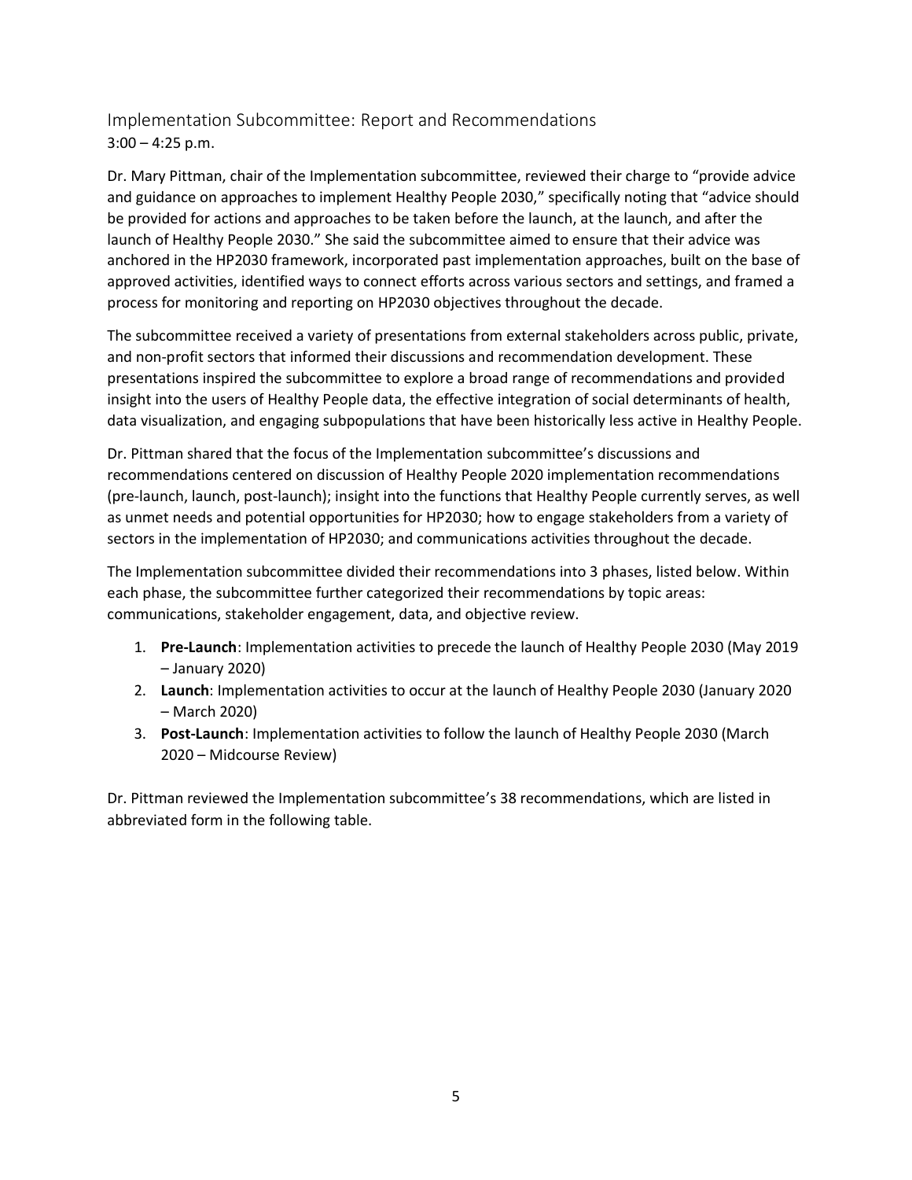## Implementation Subcommittee: Report and Recommendations

3:00 – 4:25 p.m.

Dr. Mary Pittman, chair of the Implementation subcommittee, reviewed their charge to "provide advice and guidance on approaches to implement Healthy People 2030," specifically noting that "advice should be provided for actions and approaches to be taken before the launch, at the launch, and after the launch of Healthy People 2030." She said the subcommittee aimed to ensure that their advice was anchored in the HP2030 framework, incorporated past implementation approaches, built on the base of approved activities, identified ways to connect efforts across various sectors and settings, and framed a process for monitoring and reporting on HP2030 objectives throughout the decade.

The subcommittee received a variety of presentations from external stakeholders across public, private, and non-profit sectors that informed their discussions and recommendation development. These presentations inspired the subcommittee to explore a broad range of recommendations and provided insight into the users of Healthy People data, the effective integration of social determinants of health, data visualization, and engaging subpopulations that have been historically less active in Healthy People.

Dr. Pittman shared that the focus of the Implementation subcommittee's discussions and recommendations centered on discussion of Healthy People 2020 implementation recommendations (pre-launch, launch, post-launch); insight into the functions that Healthy People currently serves, as well as unmet needs and potential opportunities for HP2030; how to engage stakeholders from a variety of sectors in the implementation of HP2030; and communications activities throughout the decade.

The Implementation subcommittee divided their recommendations into 3 phases, listed below. Within each phase, the subcommittee further categorized their recommendations by topic areas: communications, stakeholder engagement, data, and objective review.

1. **Pre-Launch**: Implementation activities to precede the launch of Healthy People 2030 (May 2019 – January 2020)
2. **Launch**: Implementation activities to occur at the launch of Healthy People 2030 (January 2020 – March 2020)
3. **Post-Launch**: Implementation activities to follow the launch of Healthy People 2030 (March 2020 – Midcourse Review)

Dr. Pittman reviewed the Implementation subcommittee's 38 recommendations, which are listed in abbreviated form in the following table.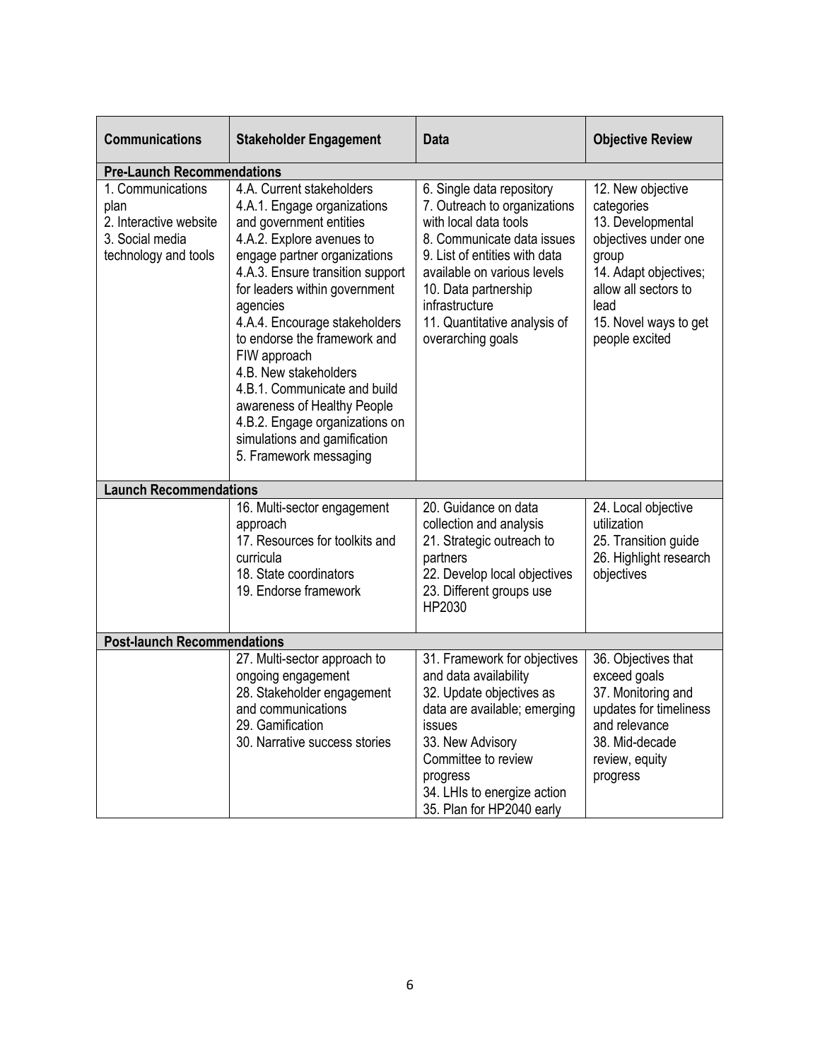| Communications | Stakeholder Engagement | Data | Objective Review |
|---|---|---|---|
| **Pre-Launch Recommendations** | | | |
| 1. Communications plan<br>2. Interactive website<br>3. Social media technology and tools | 4.A. Current stakeholders<br>4.A.1. Engage organizations and government entities<br>4.A.2. Explore avenues to engage partner organizations<br>4.A.3. Ensure transition support for leaders within government agencies<br>4.A.4. Encourage stakeholders to endorse the framework and FIW approach<br>4.B. New stakeholders<br>4.B.1. Communicate and build awareness of Healthy People<br>4.B.2. Engage organizations on simulations and gamification<br>5. Framework messaging | 6. Single data repository<br>7. Outreach to organizations with local data tools<br>8. Communicate data issues<br>9. List of entities with data available on various levels<br>10. Data partnership infrastructure<br>11. Quantitative analysis of overarching goals | 12. New objective categories<br>13. Developmental objectives under one group<br>14. Adapt objectives; allow all sectors to lead<br>15. Novel ways to get people excited |
| **Launch Recommendations** | | | |
| | 16. Multi-sector engagement approach<br>17. Resources for toolkits and curricula<br>18. State coordinators<br>19. Endorse framework | 20. Guidance on data collection and analysis<br>21. Strategic outreach to partners<br>22. Develop local objectives<br>23. Different groups use HP2030 | 24. Local objective utilization<br>25. Transition guide<br>26. Highlight research objectives |
| **Post-launch Recommendations** | | | |
| | 27. Multi-sector approach to ongoing engagement<br>28. Stakeholder engagement and communications<br>29. Gamification<br>30. Narrative success stories | 31. Framework for objectives and data availability<br>32. Update objectives as data are available; emerging issues<br>33. New Advisory Committee to review progress<br>34. LHIs to energize action<br>35. Plan for HP2040 early | 36. Objectives that exceed goals<br>37. Monitoring and updates for timeliness and relevance<br>38. Mid-decade review, equity progress |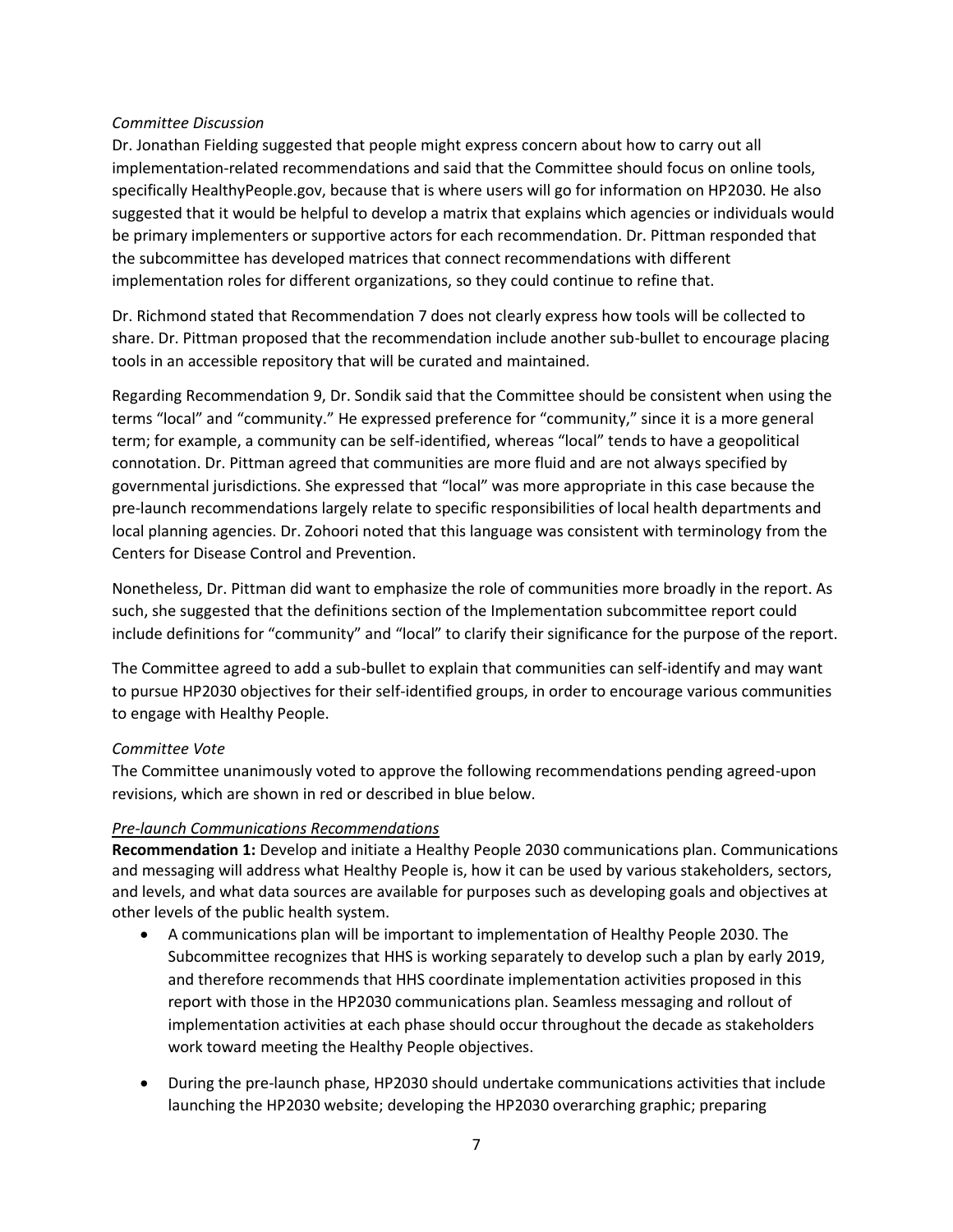*Committee Discussion*

Dr. Jonathan Fielding suggested that people might express concern about how to carry out all implementation-related recommendations and said that the Committee should focus on online tools, specifically HealthyPeople.gov, because that is where users will go for information on HP2030. He also suggested that it would be helpful to develop a matrix that explains which agencies or individuals would be primary implementers or supportive actors for each recommendation. Dr. Pittman responded that the subcommittee has developed matrices that connect recommendations with different implementation roles for different organizations, so they could continue to refine that.

Dr. Richmond stated that Recommendation 7 does not clearly express how tools will be collected to share. Dr. Pittman proposed that the recommendation include another sub-bullet to encourage placing tools in an accessible repository that will be curated and maintained.

Regarding Recommendation 9, Dr. Sondik said that the Committee should be consistent when using the terms "local" and "community." He expressed preference for "community," since it is a more general term; for example, a community can be self-identified, whereas "local" tends to have a geopolitical connotation. Dr. Pittman agreed that communities are more fluid and are not always specified by governmental jurisdictions. She expressed that "local" was more appropriate in this case because the pre-launch recommendations largely relate to specific responsibilities of local health departments and local planning agencies. Dr. Zohoori noted that this language was consistent with terminology from the Centers for Disease Control and Prevention.

Nonetheless, Dr. Pittman did want to emphasize the role of communities more broadly in the report. As such, she suggested that the definitions section of the Implementation subcommittee report could include definitions for "community" and "local" to clarify their significance for the purpose of the report.

The Committee agreed to add a sub-bullet to explain that communities can self-identify and may want to pursue HP2030 objectives for their self-identified groups, in order to encourage various communities to engage with Healthy People.

*Committee Vote*

The Committee unanimously voted to approve the following recommendations pending agreed-upon revisions, which are shown in red or described in blue below.

*Pre-launch Communications Recommendations*

**Recommendation 1:** Develop and initiate a Healthy People 2030 communications plan. Communications and messaging will address what Healthy People is, how it can be used by various stakeholders, sectors, and levels, and what data sources are available for purposes such as developing goals and objectives at other levels of the public health system.

- A communications plan will be important to implementation of Healthy People 2030. The Subcommittee recognizes that HHS is working separately to develop such a plan by early 2019, and therefore recommends that HHS coordinate implementation activities proposed in this report with those in the HP2030 communications plan. Seamless messaging and rollout of implementation activities at each phase should occur throughout the decade as stakeholders work toward meeting the Healthy People objectives.

- During the pre-launch phase, HP2030 should undertake communications activities that include launching the HP2030 website; developing the HP2030 overarching graphic; preparing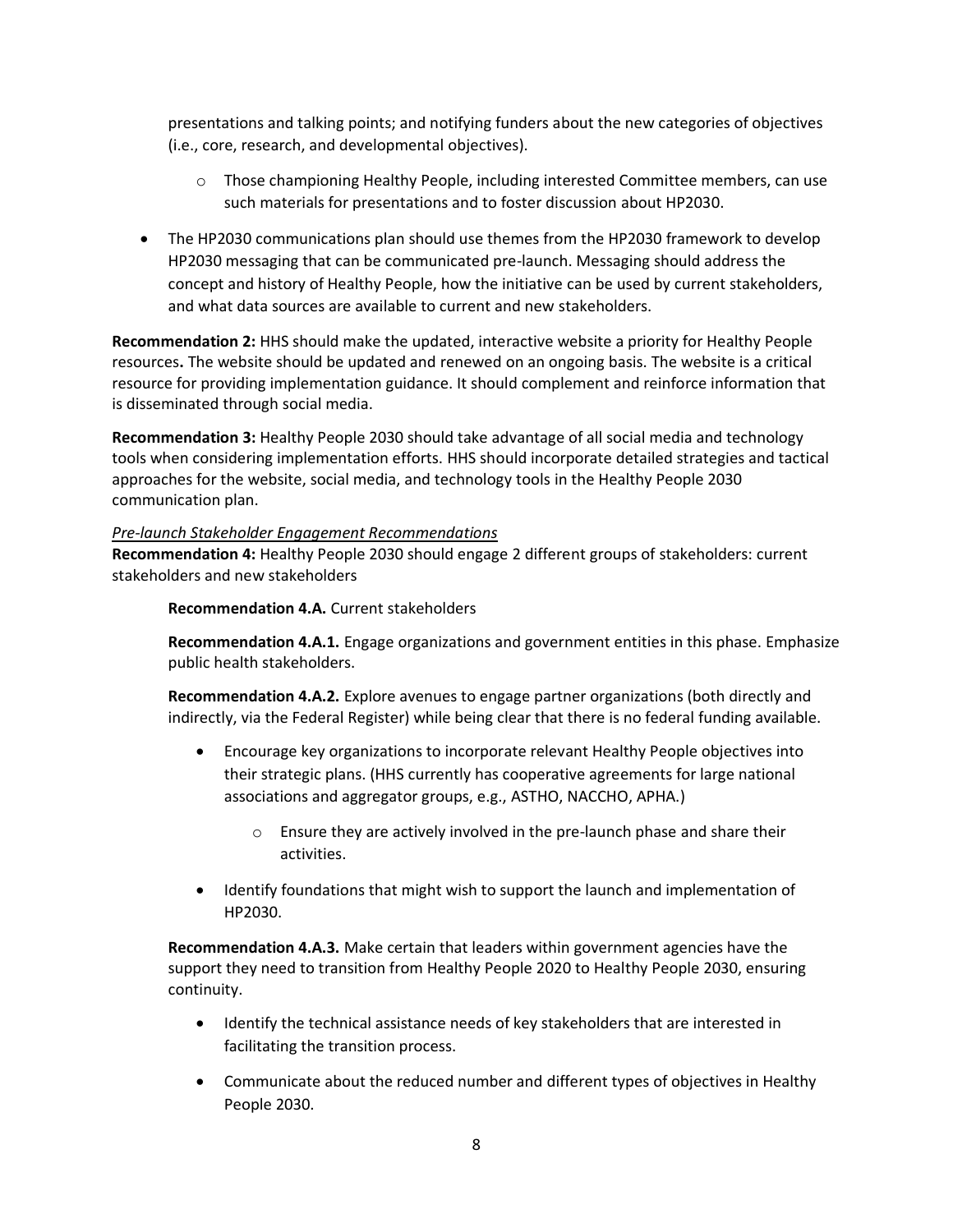presentations and talking points; and notifying funders about the new categories of objectives (i.e., core, research, and developmental objectives).

  - Those championing Healthy People, including interested Committee members, can use such materials for presentations and to foster discussion about HP2030.

- The HP2030 communications plan should use themes from the HP2030 framework to develop HP2030 messaging that can be communicated pre-launch. Messaging should address the concept and history of Healthy People, how the initiative can be used by current stakeholders, and what data sources are available to current and new stakeholders.

**Recommendation 2:** HHS should make the updated, interactive website a priority for Healthy People resources**.** The website should be updated and renewed on an ongoing basis. The website is a critical resource for providing implementation guidance. It should complement and reinforce information that is disseminated through social media.

**Recommendation 3:** Healthy People 2030 should take advantage of all social media and technology tools when considering implementation efforts. HHS should incorporate detailed strategies and tactical approaches for the website, social media, and technology tools in the Healthy People 2030 communication plan.

*Pre-launch Stakeholder Engagement Recommendations*

**Recommendation 4:** Healthy People 2030 should engage 2 different groups of stakeholders: current stakeholders and new stakeholders

**Recommendation 4.A.** Current stakeholders

**Recommendation 4.A.1.** Engage organizations and government entities in this phase. Emphasize public health stakeholders.

**Recommendation 4.A.2.** Explore avenues to engage partner organizations (both directly and indirectly, via the Federal Register) while being clear that there is no federal funding available.

- Encourage key organizations to incorporate relevant Healthy People objectives into their strategic plans. (HHS currently has cooperative agreements for large national associations and aggregator groups, e.g., ASTHO, NACCHO, APHA.)
  - Ensure they are actively involved in the pre-launch phase and share their activities.
- Identify foundations that might wish to support the launch and implementation of HP2030.

**Recommendation 4.A.3.** Make certain that leaders within government agencies have the support they need to transition from Healthy People 2020 to Healthy People 2030, ensuring continuity.

- Identify the technical assistance needs of key stakeholders that are interested in facilitating the transition process.
- Communicate about the reduced number and different types of objectives in Healthy People 2030.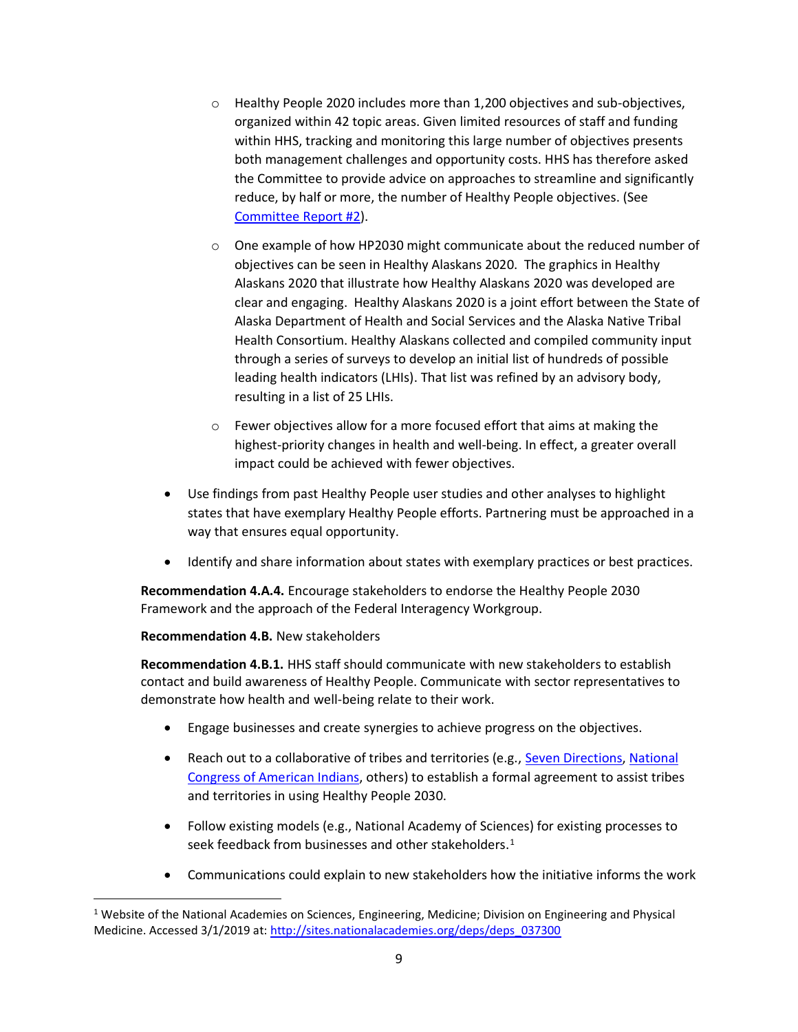- Healthy People 2020 includes more than 1,200 objectives and sub-objectives, organized within 42 topic areas. Given limited resources of staff and funding within HHS, tracking and monitoring this large number of objectives presents both management challenges and opportunity costs. HHS has therefore asked the Committee to provide advice on approaches to streamline and significantly reduce, by half or more, the number of Healthy People objectives. (See Committee Report #2).
    - One example of how HP2030 might communicate about the reduced number of objectives can be seen in Healthy Alaskans 2020. The graphics in Healthy Alaskans 2020 that illustrate how Healthy Alaskans 2020 was developed are clear and engaging. Healthy Alaskans 2020 is a joint effort between the State of Alaska Department of Health and Social Services and the Alaska Native Tribal Health Consortium. Healthy Alaskans collected and compiled community input through a series of surveys to develop an initial list of hundreds of possible leading health indicators (LHIs). That list was refined by an advisory body, resulting in a list of 25 LHIs.
    - Fewer objectives allow for a more focused effort that aims at making the highest-priority changes in health and well-being. In effect, a greater overall impact could be achieved with fewer objectives.
- Use findings from past Healthy People user studies and other analyses to highlight states that have exemplary Healthy People efforts. Partnering must be approached in a way that ensures equal opportunity.
- Identify and share information about states with exemplary practices or best practices.

**Recommendation 4.A.4.** Encourage stakeholders to endorse the Healthy People 2030 Framework and the approach of the Federal Interagency Workgroup.

**Recommendation 4.B.** New stakeholders

**Recommendation 4.B.1.** HHS staff should communicate with new stakeholders to establish contact and build awareness of Healthy People. Communicate with sector representatives to demonstrate how health and well-being relate to their work.

- Engage businesses and create synergies to achieve progress on the objectives.
- Reach out to a collaborative of tribes and territories (e.g., Seven Directions, National Congress of American Indians, others) to establish a formal agreement to assist tribes and territories in using Healthy People 2030.
- Follow existing models (e.g., National Academy of Sciences) for existing processes to seek feedback from businesses and other stakeholders.[1]
- Communications could explain to new stakeholders how the initiative informs the work

[1] Website of the National Academies on Sciences, Engineering, Medicine; Division on Engineering and Physical Medicine. Accessed 3/1/2019 at: http://sites.nationalacademies.org/deps/deps_037300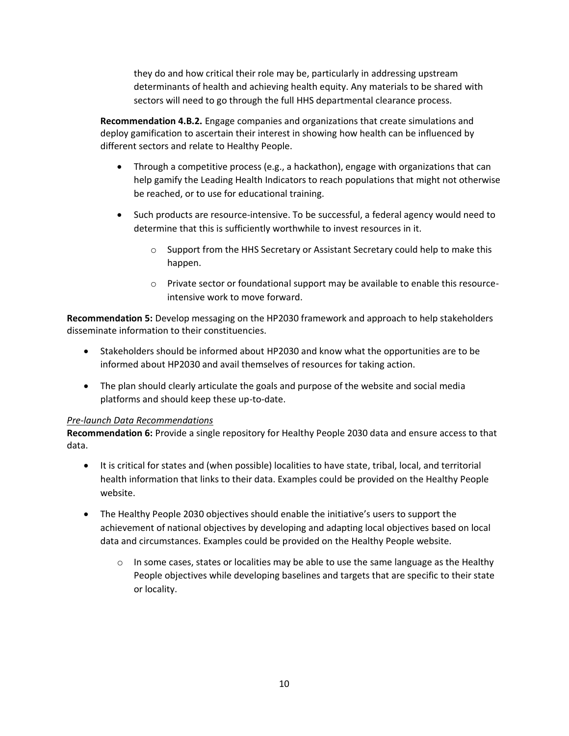they do and how critical their role may be, particularly in addressing upstream determinants of health and achieving health equity. Any materials to be shared with sectors will need to go through the full HHS departmental clearance process.

**Recommendation 4.B.2.** Engage companies and organizations that create simulations and deploy gamification to ascertain their interest in showing how health can be influenced by different sectors and relate to Healthy People.

- Through a competitive process (e.g., a hackathon), engage with organizations that can help gamify the Leading Health Indicators to reach populations that might not otherwise be reached, or to use for educational training.
- Such products are resource-intensive. To be successful, a federal agency would need to determine that this is sufficiently worthwhile to invest resources in it.
  - Support from the HHS Secretary or Assistant Secretary could help to make this happen.
  - Private sector or foundational support may be available to enable this resource-intensive work to move forward.

**Recommendation 5:** Develop messaging on the HP2030 framework and approach to help stakeholders disseminate information to their constituencies.

- Stakeholders should be informed about HP2030 and know what the opportunities are to be informed about HP2030 and avail themselves of resources for taking action.
- The plan should clearly articulate the goals and purpose of the website and social media platforms and should keep these up-to-date.

*Pre-launch Data Recommendations*

**Recommendation 6:** Provide a single repository for Healthy People 2030 data and ensure access to that data.

- It is critical for states and (when possible) localities to have state, tribal, local, and territorial health information that links to their data. Examples could be provided on the Healthy People website.
- The Healthy People 2030 objectives should enable the initiative's users to support the achievement of national objectives by developing and adapting local objectives based on local data and circumstances. Examples could be provided on the Healthy People website.
  - In some cases, states or localities may be able to use the same language as the Healthy People objectives while developing baselines and targets that are specific to their state or locality.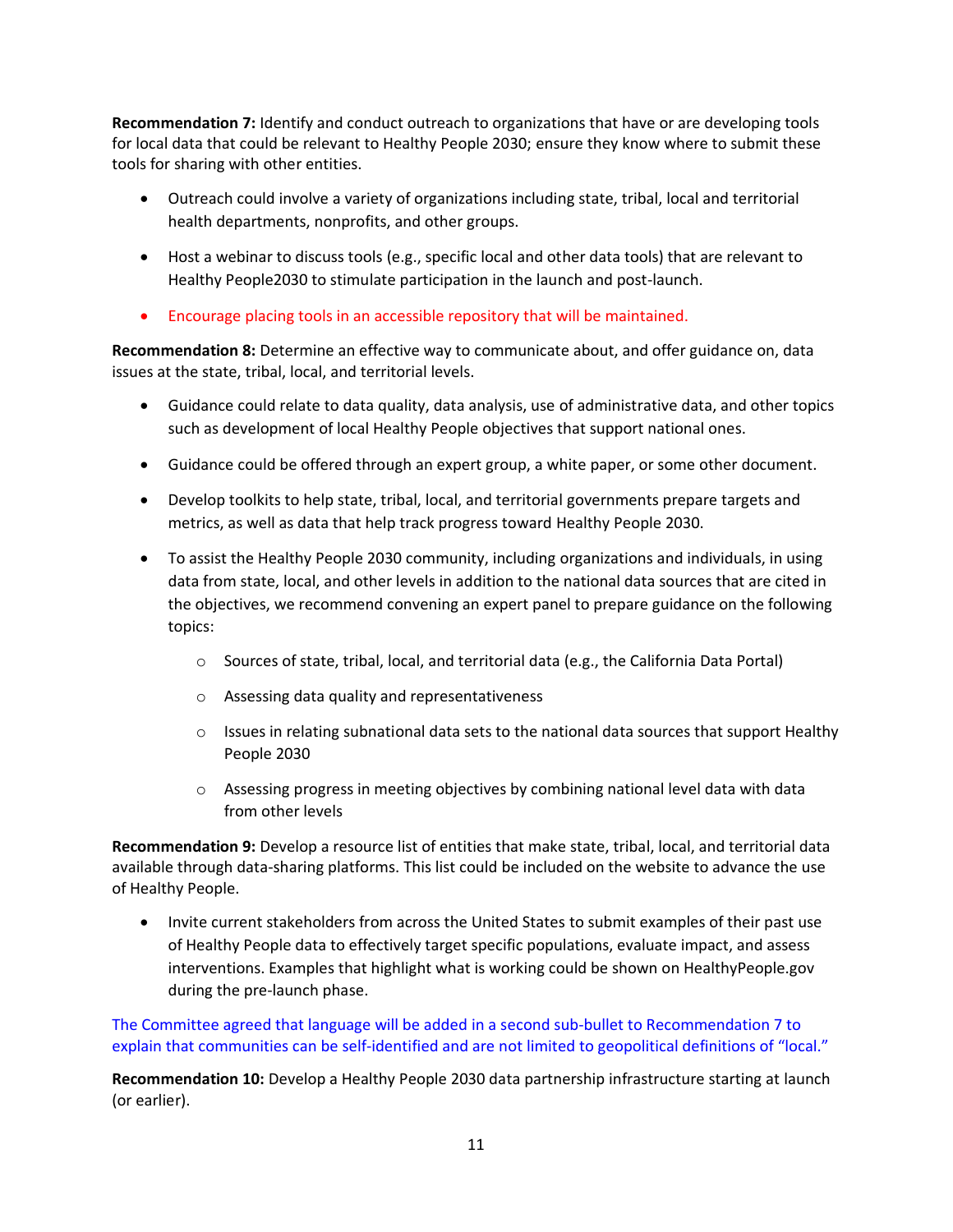**Recommendation 7:** Identify and conduct outreach to organizations that have or are developing tools for local data that could be relevant to Healthy People 2030; ensure they know where to submit these tools for sharing with other entities.

- Outreach could involve a variety of organizations including state, tribal, local and territorial health departments, nonprofits, and other groups.
- Host a webinar to discuss tools (e.g., specific local and other data tools) that are relevant to Healthy People2030 to stimulate participation in the launch and post-launch.
- Encourage placing tools in an accessible repository that will be maintained.

**Recommendation 8:** Determine an effective way to communicate about, and offer guidance on, data issues at the state, tribal, local, and territorial levels.

- Guidance could relate to data quality, data analysis, use of administrative data, and other topics such as development of local Healthy People objectives that support national ones.
- Guidance could be offered through an expert group, a white paper, or some other document.
- Develop toolkits to help state, tribal, local, and territorial governments prepare targets and metrics, as well as data that help track progress toward Healthy People 2030.
- To assist the Healthy People 2030 community, including organizations and individuals, in using data from state, local, and other levels in addition to the national data sources that are cited in the objectives, we recommend convening an expert panel to prepare guidance on the following topics:
    - Sources of state, tribal, local, and territorial data (e.g., the California Data Portal)
    - Assessing data quality and representativeness
    - Issues in relating subnational data sets to the national data sources that support Healthy People 2030
    - Assessing progress in meeting objectives by combining national level data with data from other levels

**Recommendation 9:** Develop a resource list of entities that make state, tribal, local, and territorial data available through data-sharing platforms. This list could be included on the website to advance the use of Healthy People.

- Invite current stakeholders from across the United States to submit examples of their past use of Healthy People data to effectively target specific populations, evaluate impact, and assess interventions. Examples that highlight what is working could be shown on HealthyPeople.gov during the pre-launch phase.

The Committee agreed that language will be added in a second sub-bullet to Recommendation 7 to explain that communities can be self-identified and are not limited to geopolitical definitions of "local."

**Recommendation 10:** Develop a Healthy People 2030 data partnership infrastructure starting at launch (or earlier).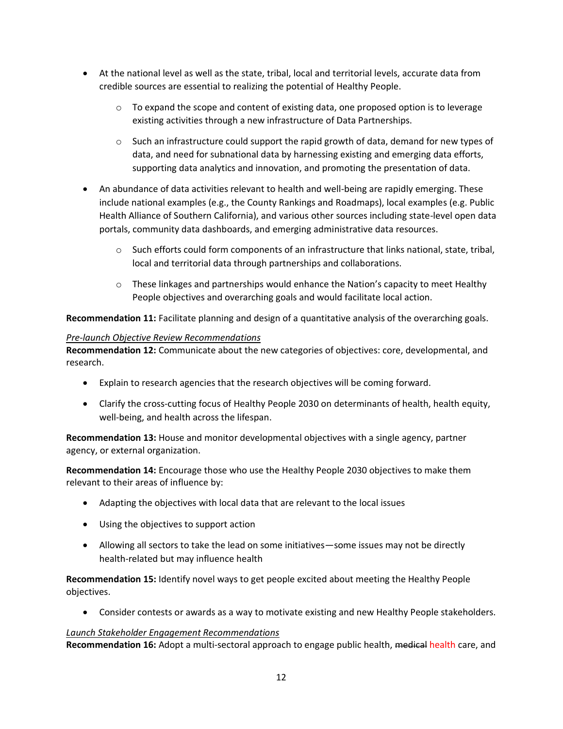- At the national level as well as the state, tribal, local and territorial levels, accurate data from credible sources are essential to realizing the potential of Healthy People.
    - To expand the scope and content of existing data, one proposed option is to leverage existing activities through a new infrastructure of Data Partnerships.
    - Such an infrastructure could support the rapid growth of data, demand for new types of data, and need for subnational data by harnessing existing and emerging data efforts, supporting data analytics and innovation, and promoting the presentation of data.
- An abundance of data activities relevant to health and well-being are rapidly emerging. These include national examples (e.g., the County Rankings and Roadmaps), local examples (e.g. Public Health Alliance of Southern California), and various other sources including state-level open data portals, community data dashboards, and emerging administrative data resources.
    - Such efforts could form components of an infrastructure that links national, state, tribal, local and territorial data through partnerships and collaborations.
    - These linkages and partnerships would enhance the Nation's capacity to meet Healthy People objectives and overarching goals and would facilitate local action.

**Recommendation 11:** Facilitate planning and design of a quantitative analysis of the overarching goals.

*Pre-launch Objective Review Recommendations*

**Recommendation 12:** Communicate about the new categories of objectives: core, developmental, and research.

- Explain to research agencies that the research objectives will be coming forward.
- Clarify the cross-cutting focus of Healthy People 2030 on determinants of health, health equity, well-being, and health across the lifespan.

**Recommendation 13:** House and monitor developmental objectives with a single agency, partner agency, or external organization.

**Recommendation 14:** Encourage those who use the Healthy People 2030 objectives to make them relevant to their areas of influence by:

- Adapting the objectives with local data that are relevant to the local issues
- Using the objectives to support action
- Allowing all sectors to take the lead on some initiatives—some issues may not be directly health-related but may influence health

**Recommendation 15:** Identify novel ways to get people excited about meeting the Healthy People objectives.

- Consider contests or awards as a way to motivate existing and new Healthy People stakeholders.

*Launch Stakeholder Engagement Recommendations*

**Recommendation 16:** Adopt a multi-sectoral approach to engage public health, ~~medical~~ health care, and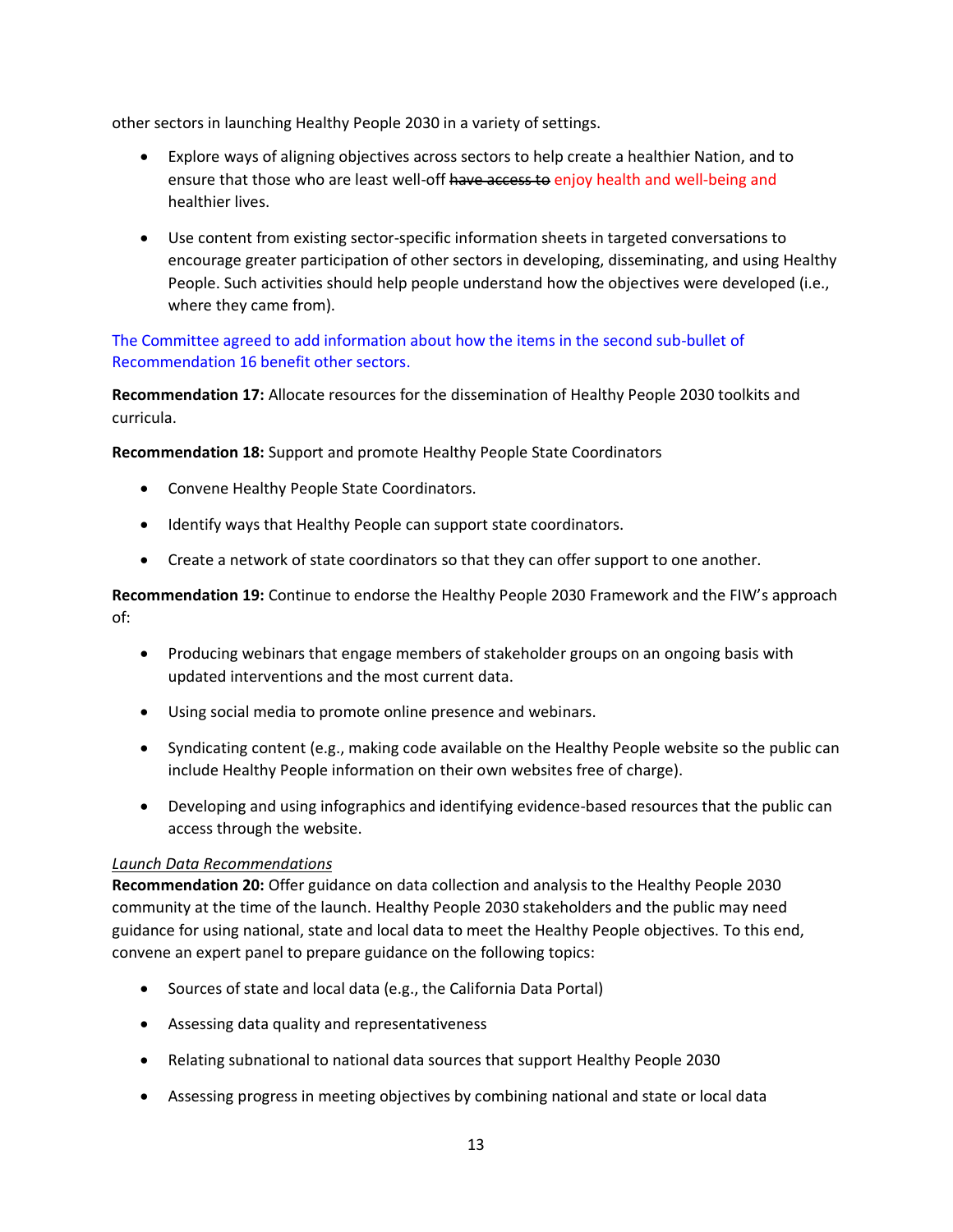other sectors in launching Healthy People 2030 in a variety of settings.

- Explore ways of aligning objectives across sectors to help create a healthier Nation, and to ensure that those who are least well-off ~~have access to~~ enjoy health and well-being and healthier lives.
- Use content from existing sector-specific information sheets in targeted conversations to encourage greater participation of other sectors in developing, disseminating, and using Healthy People. Such activities should help people understand how the objectives were developed (i.e., where they came from).

The Committee agreed to add information about how the items in the second sub-bullet of Recommendation 16 benefit other sectors.

**Recommendation 17:** Allocate resources for the dissemination of Healthy People 2030 toolkits and curricula.

**Recommendation 18:** Support and promote Healthy People State Coordinators

- Convene Healthy People State Coordinators.
- Identify ways that Healthy People can support state coordinators.
- Create a network of state coordinators so that they can offer support to one another.

**Recommendation 19:** Continue to endorse the Healthy People 2030 Framework and the FIW's approach of:

- Producing webinars that engage members of stakeholder groups on an ongoing basis with updated interventions and the most current data.
- Using social media to promote online presence and webinars.
- Syndicating content (e.g., making code available on the Healthy People website so the public can include Healthy People information on their own websites free of charge).
- Developing and using infographics and identifying evidence-based resources that the public can access through the website.

*Launch Data Recommendations*

**Recommendation 20:** Offer guidance on data collection and analysis to the Healthy People 2030 community at the time of the launch. Healthy People 2030 stakeholders and the public may need guidance for using national, state and local data to meet the Healthy People objectives. To this end, convene an expert panel to prepare guidance on the following topics:

- Sources of state and local data (e.g., the California Data Portal)
- Assessing data quality and representativeness
- Relating subnational to national data sources that support Healthy People 2030
- Assessing progress in meeting objectives by combining national and state or local data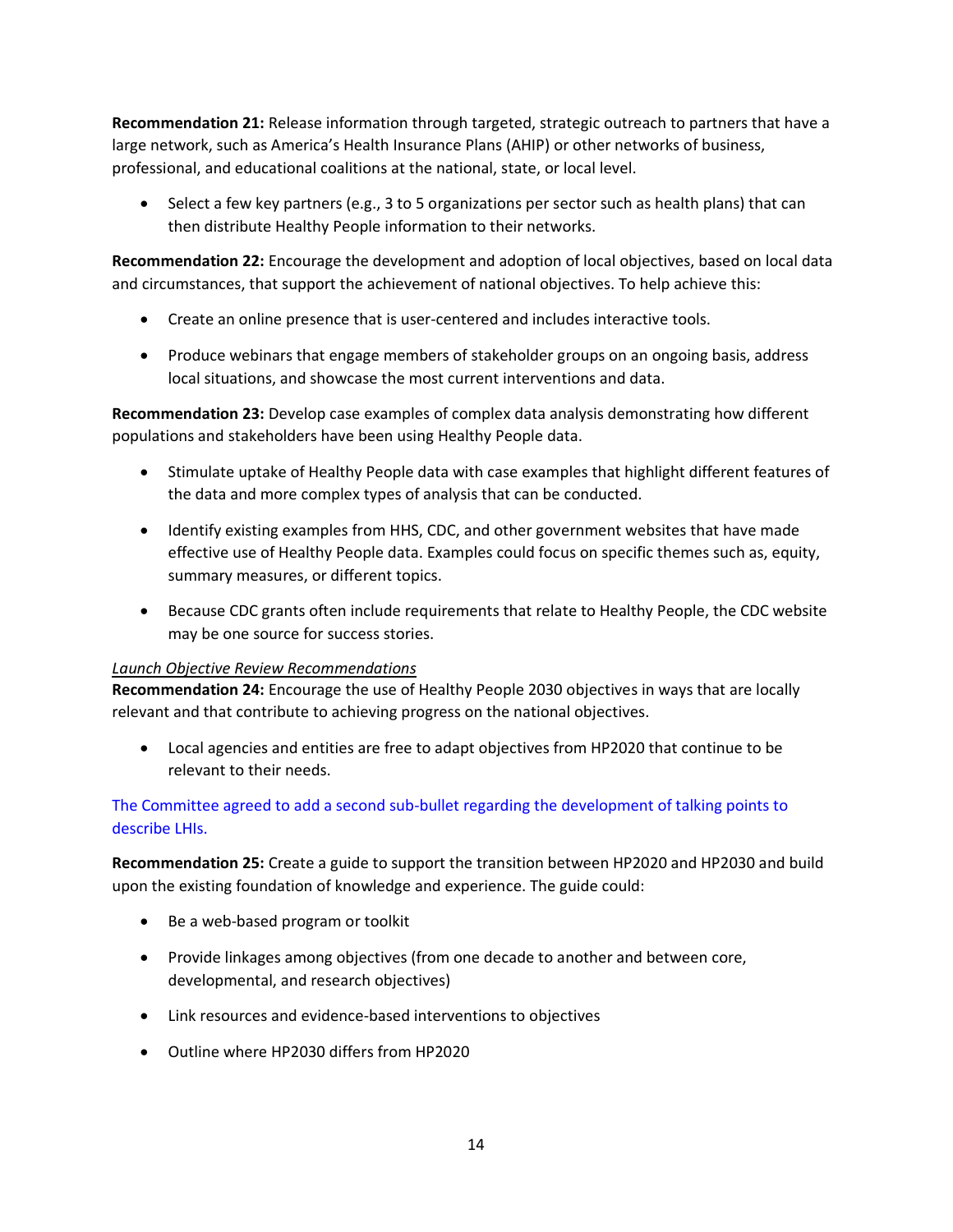**Recommendation 21:** Release information through targeted, strategic outreach to partners that have a large network, such as America's Health Insurance Plans (AHIP) or other networks of business, professional, and educational coalitions at the national, state, or local level.

- Select a few key partners (e.g., 3 to 5 organizations per sector such as health plans) that can then distribute Healthy People information to their networks.

**Recommendation 22:** Encourage the development and adoption of local objectives, based on local data and circumstances, that support the achievement of national objectives. To help achieve this:

- Create an online presence that is user-centered and includes interactive tools.
- Produce webinars that engage members of stakeholder groups on an ongoing basis, address local situations, and showcase the most current interventions and data.

**Recommendation 23:** Develop case examples of complex data analysis demonstrating how different populations and stakeholders have been using Healthy People data.

- Stimulate uptake of Healthy People data with case examples that highlight different features of the data and more complex types of analysis that can be conducted.
- Identify existing examples from HHS, CDC, and other government websites that have made effective use of Healthy People data. Examples could focus on specific themes such as, equity, summary measures, or different topics.
- Because CDC grants often include requirements that relate to Healthy People, the CDC website may be one source for success stories.

*Launch Objective Review Recommendations*

**Recommendation 24:** Encourage the use of Healthy People 2030 objectives in ways that are locally relevant and that contribute to achieving progress on the national objectives.

- Local agencies and entities are free to adapt objectives from HP2020 that continue to be relevant to their needs.

The Committee agreed to add a second sub-bullet regarding the development of talking points to describe LHIs.

**Recommendation 25:** Create a guide to support the transition between HP2020 and HP2030 and build upon the existing foundation of knowledge and experience. The guide could:

- Be a web-based program or toolkit
- Provide linkages among objectives (from one decade to another and between core, developmental, and research objectives)
- Link resources and evidence-based interventions to objectives
- Outline where HP2030 differs from HP2020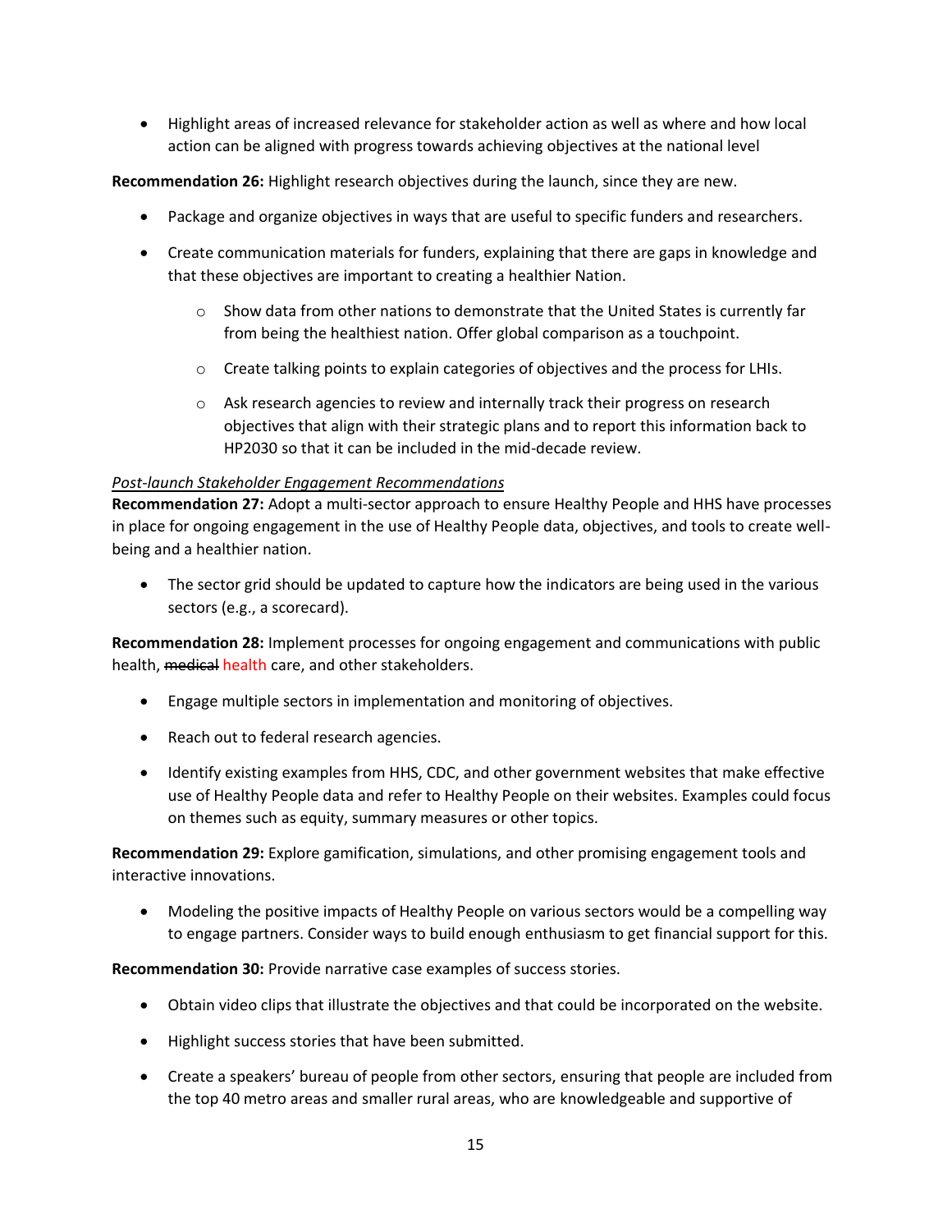- Highlight areas of increased relevance for stakeholder action as well as where and how local action can be aligned with progress towards achieving objectives at the national level

**Recommendation 26:** Highlight research objectives during the launch, since they are new.

- Package and organize objectives in ways that are useful to specific funders and researchers.
- Create communication materials for funders, explaining that there are gaps in knowledge and that these objectives are important to creating a healthier Nation.
    - Show data from other nations to demonstrate that the United States is currently far from being the healthiest nation. Offer global comparison as a touchpoint.
    - Create talking points to explain categories of objectives and the process for LHIs.
    - Ask research agencies to review and internally track their progress on research objectives that align with their strategic plans and to report this information back to HP2030 so that it can be included in the mid-decade review.

*Post-launch Stakeholder Engagement Recommendations*

**Recommendation 27:** Adopt a multi-sector approach to ensure Healthy People and HHS have processes in place for ongoing engagement in the use of Healthy People data, objectives, and tools to create well-being and a healthier nation.

- The sector grid should be updated to capture how the indicators are being used in the various sectors (e.g., a scorecard).

**Recommendation 28:** Implement processes for ongoing engagement and communications with public health, ~~medical~~ health care, and other stakeholders.

- Engage multiple sectors in implementation and monitoring of objectives.
- Reach out to federal research agencies.
- Identify existing examples from HHS, CDC, and other government websites that make effective use of Healthy People data and refer to Healthy People on their websites. Examples could focus on themes such as equity, summary measures or other topics.

**Recommendation 29:** Explore gamification, simulations, and other promising engagement tools and interactive innovations.

- Modeling the positive impacts of Healthy People on various sectors would be a compelling way to engage partners. Consider ways to build enough enthusiasm to get financial support for this.

**Recommendation 30:** Provide narrative case examples of success stories.

- Obtain video clips that illustrate the objectives and that could be incorporated on the website.
- Highlight success stories that have been submitted.
- Create a speakers' bureau of people from other sectors, ensuring that people are included from the top 40 metro areas and smaller rural areas, who are knowledgeable and supportive of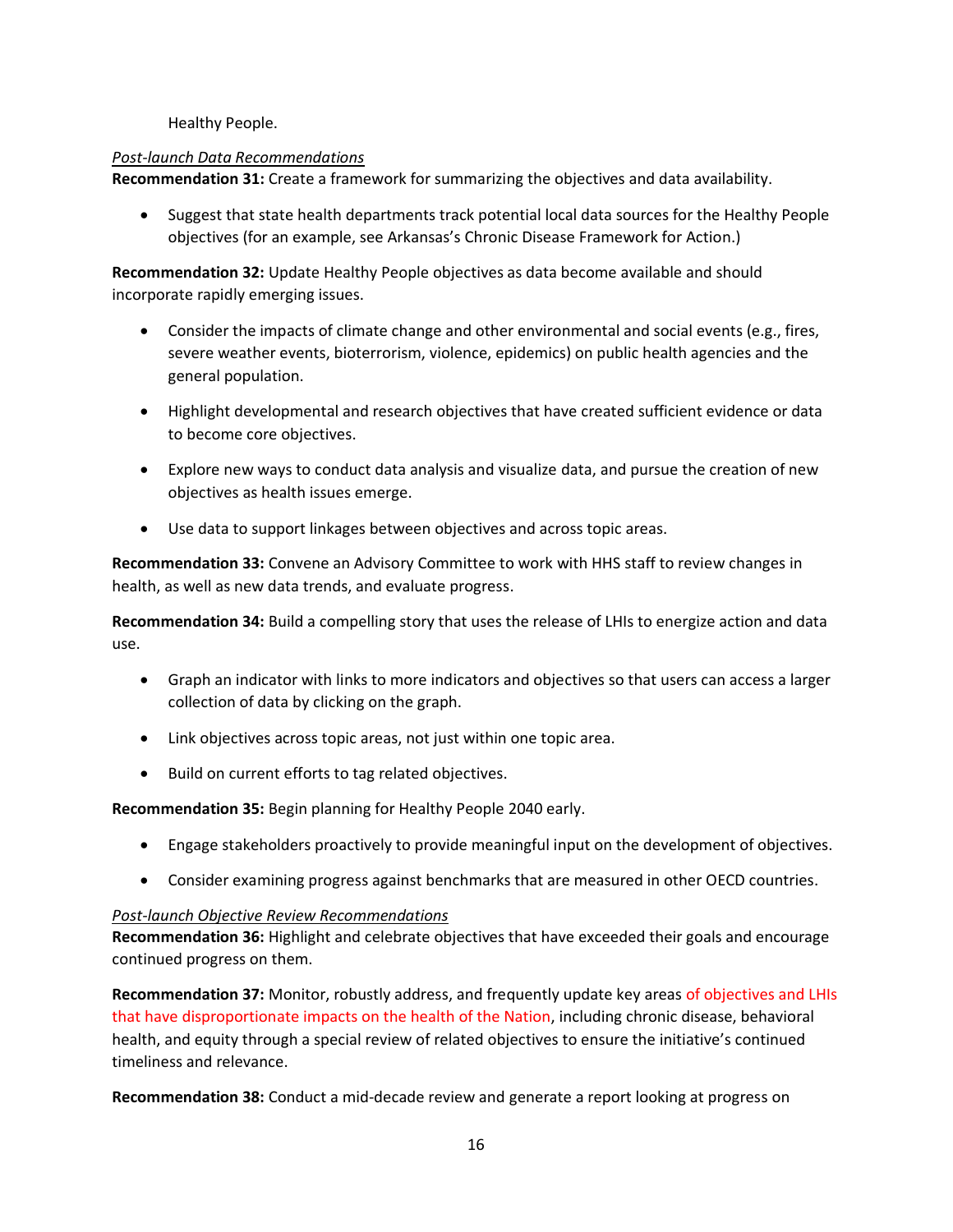Healthy People.

*Post-launch Data Recommendations*

**Recommendation 31:** Create a framework for summarizing the objectives and data availability.

- Suggest that state health departments track potential local data sources for the Healthy People objectives (for an example, see Arkansas's Chronic Disease Framework for Action.)

**Recommendation 32:** Update Healthy People objectives as data become available and should incorporate rapidly emerging issues.

- Consider the impacts of climate change and other environmental and social events (e.g., fires, severe weather events, bioterrorism, violence, epidemics) on public health agencies and the general population.
- Highlight developmental and research objectives that have created sufficient evidence or data to become core objectives.
- Explore new ways to conduct data analysis and visualize data, and pursue the creation of new objectives as health issues emerge.
- Use data to support linkages between objectives and across topic areas.

**Recommendation 33:** Convene an Advisory Committee to work with HHS staff to review changes in health, as well as new data trends, and evaluate progress.

**Recommendation 34:** Build a compelling story that uses the release of LHIs to energize action and data use.

- Graph an indicator with links to more indicators and objectives so that users can access a larger collection of data by clicking on the graph.
- Link objectives across topic areas, not just within one topic area.
- Build on current efforts to tag related objectives.

**Recommendation 35:** Begin planning for Healthy People 2040 early.

- Engage stakeholders proactively to provide meaningful input on the development of objectives.
- Consider examining progress against benchmarks that are measured in other OECD countries.

*Post-launch Objective Review Recommendations*

**Recommendation 36:** Highlight and celebrate objectives that have exceeded their goals and encourage continued progress on them.

**Recommendation 37:** Monitor, robustly address, and frequently update key areas of objectives and LHIs that have disproportionate impacts on the health of the Nation, including chronic disease, behavioral health, and equity through a special review of related objectives to ensure the initiative's continued timeliness and relevance.

**Recommendation 38:** Conduct a mid-decade review and generate a report looking at progress on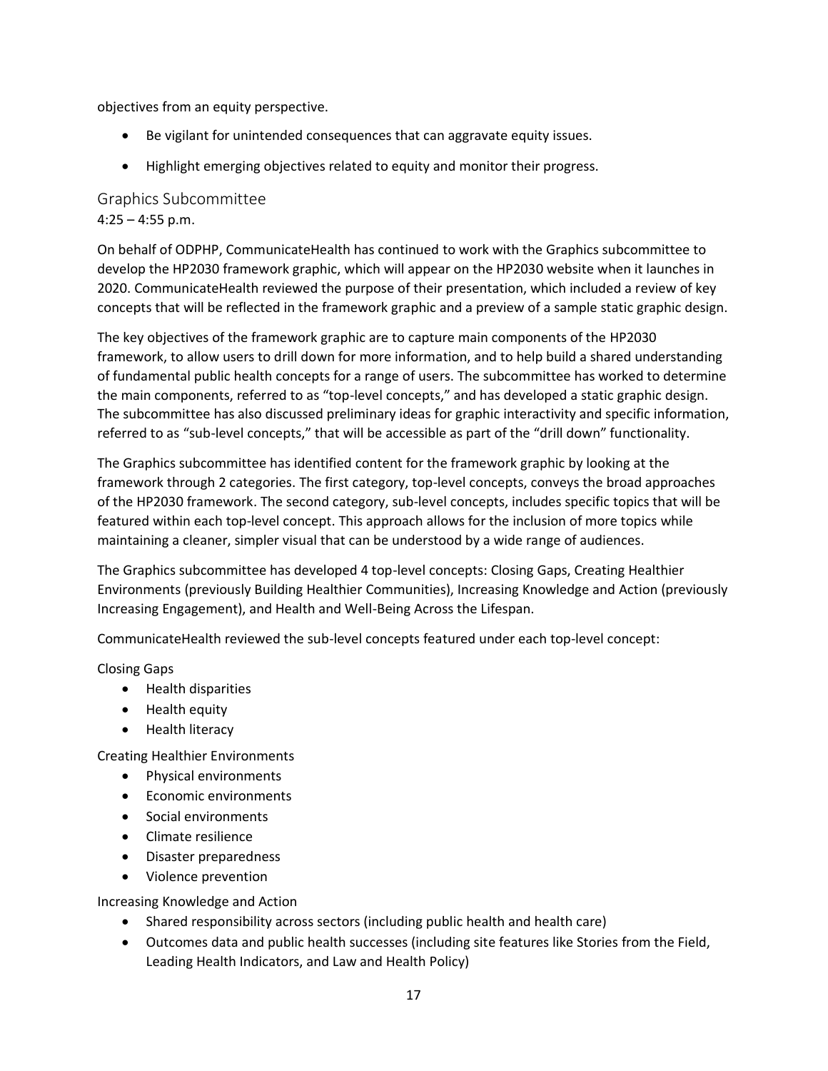objectives from an equity perspective.

- Be vigilant for unintended consequences that can aggravate equity issues.
- Highlight emerging objectives related to equity and monitor their progress.

## Graphics Subcommittee

4:25 – 4:55 p.m.

On behalf of ODPHP, CommunicateHealth has continued to work with the Graphics subcommittee to develop the HP2030 framework graphic, which will appear on the HP2030 website when it launches in 2020. CommunicateHealth reviewed the purpose of their presentation, which included a review of key concepts that will be reflected in the framework graphic and a preview of a sample static graphic design.

The key objectives of the framework graphic are to capture main components of the HP2030 framework, to allow users to drill down for more information, and to help build a shared understanding of fundamental public health concepts for a range of users. The subcommittee has worked to determine the main components, referred to as "top-level concepts," and has developed a static graphic design. The subcommittee has also discussed preliminary ideas for graphic interactivity and specific information, referred to as "sub-level concepts," that will be accessible as part of the "drill down" functionality.

The Graphics subcommittee has identified content for the framework graphic by looking at the framework through 2 categories. The first category, top-level concepts, conveys the broad approaches of the HP2030 framework. The second category, sub-level concepts, includes specific topics that will be featured within each top-level concept. This approach allows for the inclusion of more topics while maintaining a cleaner, simpler visual that can be understood by a wide range of audiences.

The Graphics subcommittee has developed 4 top-level concepts: Closing Gaps, Creating Healthier Environments (previously Building Healthier Communities), Increasing Knowledge and Action (previously Increasing Engagement), and Health and Well-Being Across the Lifespan.

CommunicateHealth reviewed the sub-level concepts featured under each top-level concept:

Closing Gaps

- Health disparities
- Health equity
- Health literacy

Creating Healthier Environments

- Physical environments
- Economic environments
- Social environments
- Climate resilience
- Disaster preparedness
- Violence prevention

Increasing Knowledge and Action

- Shared responsibility across sectors (including public health and health care)
- Outcomes data and public health successes (including site features like Stories from the Field, Leading Health Indicators, and Law and Health Policy)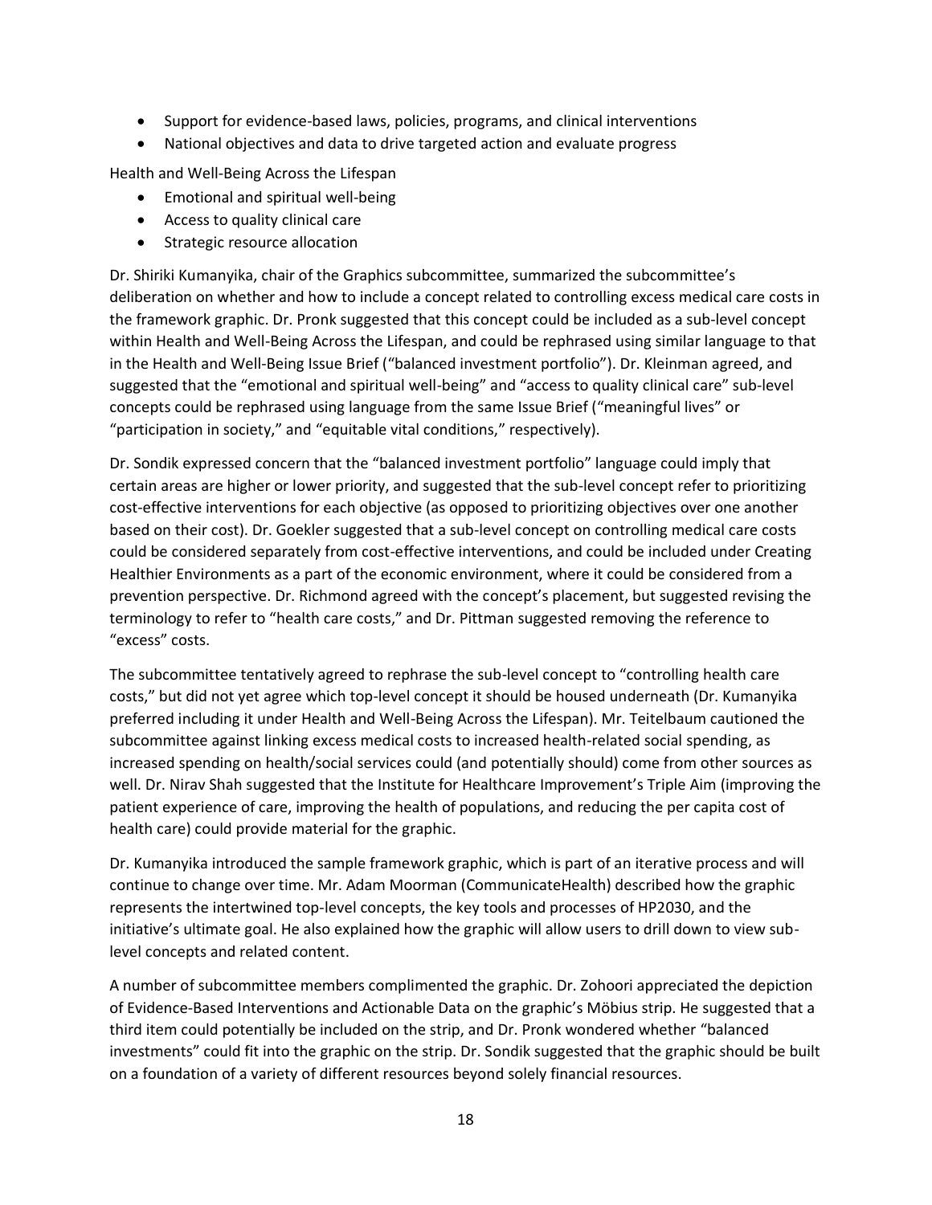- Support for evidence-based laws, policies, programs, and clinical interventions
- National objectives and data to drive targeted action and evaluate progress

Health and Well-Being Across the Lifespan

- Emotional and spiritual well-being
- Access to quality clinical care
- Strategic resource allocation

Dr. Shiriki Kumanyika, chair of the Graphics subcommittee, summarized the subcommittee's deliberation on whether and how to include a concept related to controlling excess medical care costs in the framework graphic. Dr. Pronk suggested that this concept could be included as a sub-level concept within Health and Well-Being Across the Lifespan, and could be rephrased using similar language to that in the Health and Well-Being Issue Brief ("balanced investment portfolio"). Dr. Kleinman agreed, and suggested that the "emotional and spiritual well-being" and "access to quality clinical care" sub-level concepts could be rephrased using language from the same Issue Brief ("meaningful lives" or "participation in society," and "equitable vital conditions," respectively).

Dr. Sondik expressed concern that the "balanced investment portfolio" language could imply that certain areas are higher or lower priority, and suggested that the sub-level concept refer to prioritizing cost-effective interventions for each objective (as opposed to prioritizing objectives over one another based on their cost). Dr. Goekler suggested that a sub-level concept on controlling medical care costs could be considered separately from cost-effective interventions, and could be included under Creating Healthier Environments as a part of the economic environment, where it could be considered from a prevention perspective. Dr. Richmond agreed with the concept's placement, but suggested revising the terminology to refer to "health care costs," and Dr. Pittman suggested removing the reference to "excess" costs.

The subcommittee tentatively agreed to rephrase the sub-level concept to "controlling health care costs," but did not yet agree which top-level concept it should be housed underneath (Dr. Kumanyika preferred including it under Health and Well-Being Across the Lifespan). Mr. Teitelbaum cautioned the subcommittee against linking excess medical costs to increased health-related social spending, as increased spending on health/social services could (and potentially should) come from other sources as well. Dr. Nirav Shah suggested that the Institute for Healthcare Improvement's Triple Aim (improving the patient experience of care, improving the health of populations, and reducing the per capita cost of health care) could provide material for the graphic.

Dr. Kumanyika introduced the sample framework graphic, which is part of an iterative process and will continue to change over time. Mr. Adam Moorman (CommunicateHealth) described how the graphic represents the intertwined top-level concepts, the key tools and processes of HP2030, and the initiative's ultimate goal. He also explained how the graphic will allow users to drill down to view sub-level concepts and related content.

A number of subcommittee members complimented the graphic. Dr. Zohoori appreciated the depiction of Evidence-Based Interventions and Actionable Data on the graphic's Möbius strip. He suggested that a third item could potentially be included on the strip, and Dr. Pronk wondered whether "balanced investments" could fit into the graphic on the strip. Dr. Sondik suggested that the graphic should be built on a foundation of a variety of different resources beyond solely financial resources.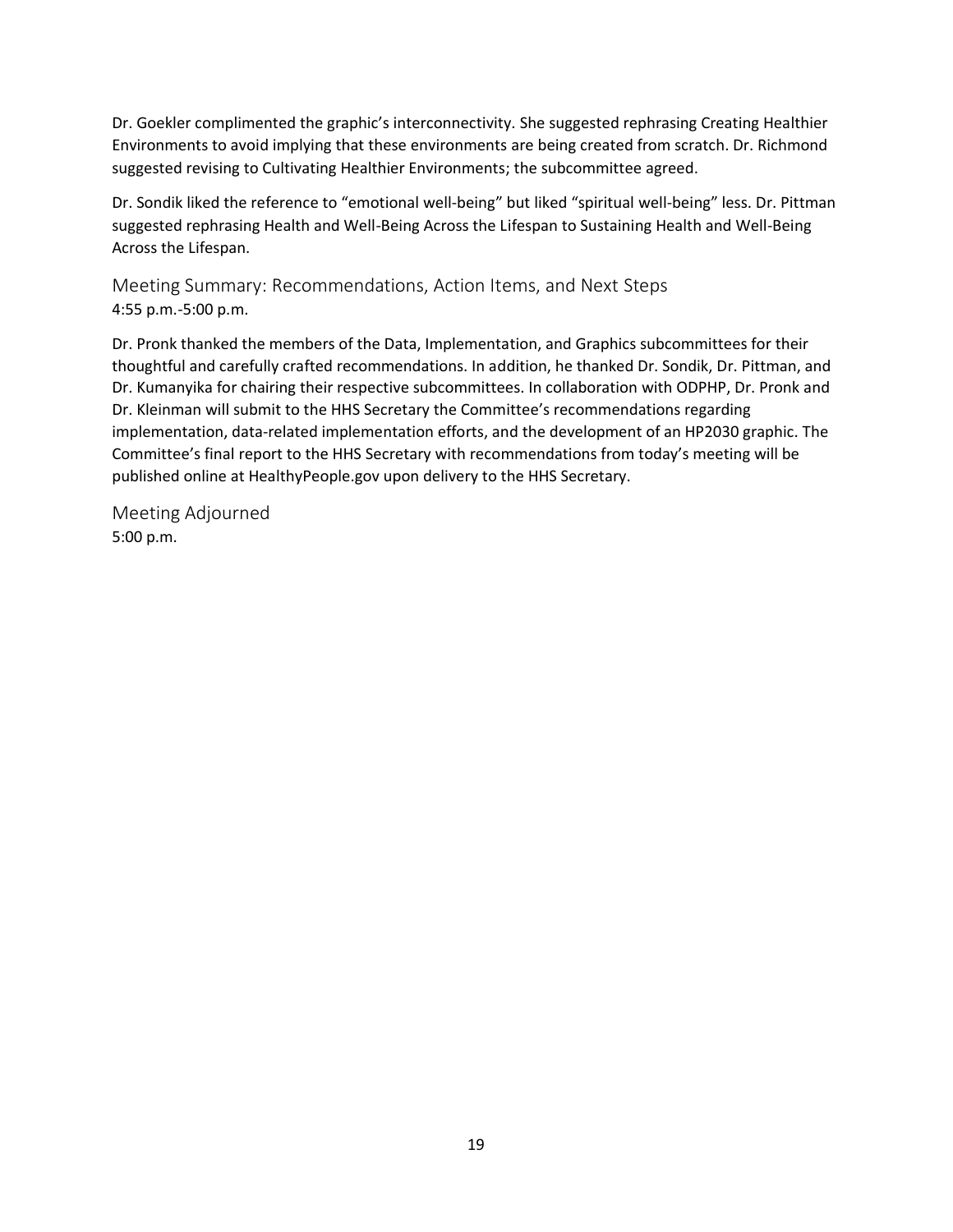Dr. Goekler complimented the graphic's interconnectivity. She suggested rephrasing Creating Healthier Environments to avoid implying that these environments are being created from scratch. Dr. Richmond suggested revising to Cultivating Healthier Environments; the subcommittee agreed.

Dr. Sondik liked the reference to "emotional well-being" but liked "spiritual well-being" less. Dr. Pittman suggested rephrasing Health and Well-Being Across the Lifespan to Sustaining Health and Well-Being Across the Lifespan.

## Meeting Summary: Recommendations, Action Items, and Next Steps

4:55 p.m.-5:00 p.m.

Dr. Pronk thanked the members of the Data, Implementation, and Graphics subcommittees for their thoughtful and carefully crafted recommendations. In addition, he thanked Dr. Sondik, Dr. Pittman, and Dr. Kumanyika for chairing their respective subcommittees. In collaboration with ODPHP, Dr. Pronk and Dr. Kleinman will submit to the HHS Secretary the Committee's recommendations regarding implementation, data-related implementation efforts, and the development of an HP2030 graphic. The Committee's final report to the HHS Secretary with recommendations from today's meeting will be published online at HealthyPeople.gov upon delivery to the HHS Secretary.

## Meeting Adjourned

5:00 p.m.